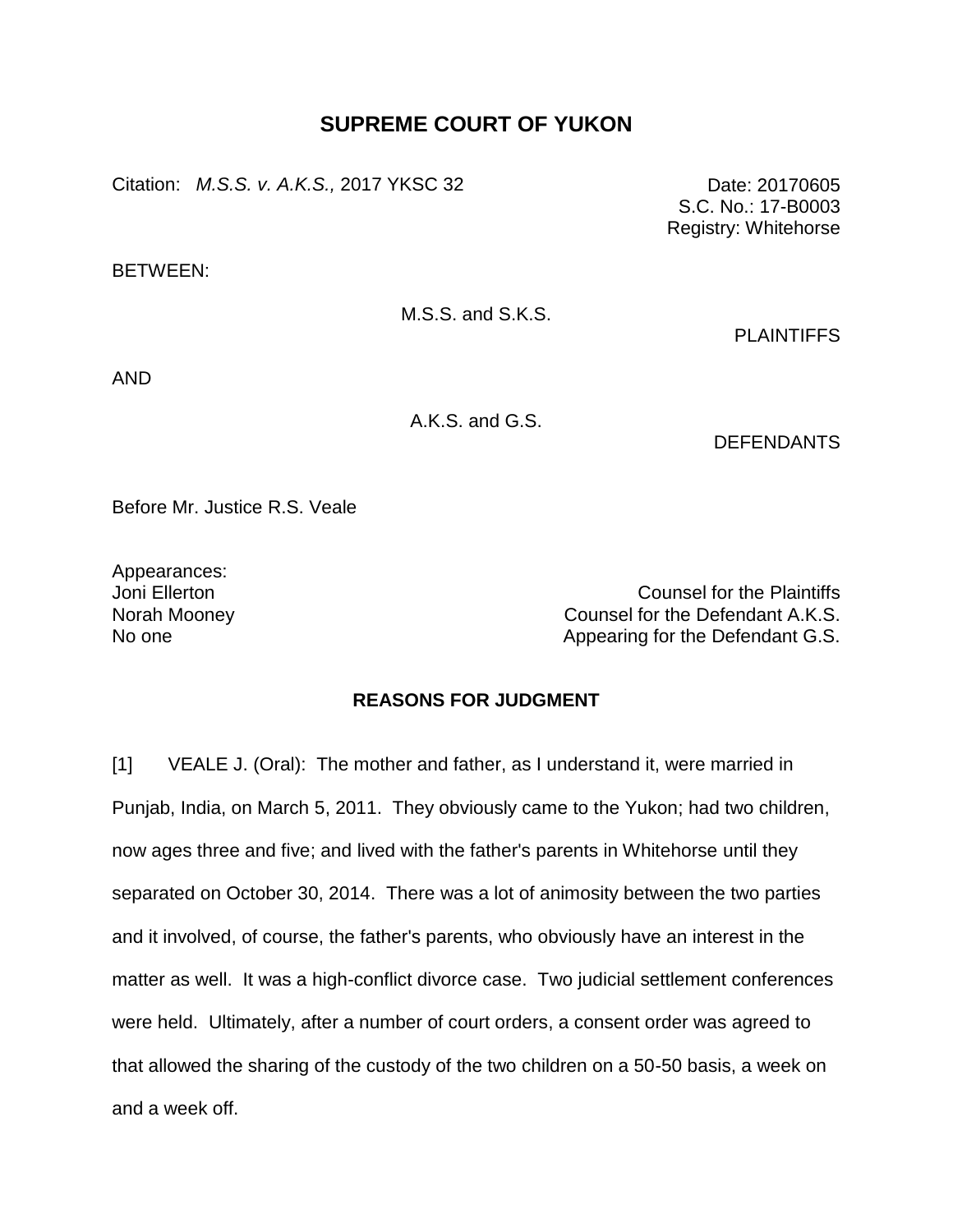# SUPREME COURT OF YUKON

Citation: *M.S.S. v. A.K.S.,* 2017 YKSC 32

Date: 20170605
S.C. No.: 17-B0003
Registry: Whitehorse

BETWEEN:

M.S.S. and S.K.S.

PLAINTIFFS

AND

A.K.S. and G.S.

DEFENDANTS

Before Mr. Justice R.S. Veale

Appearances:

| | |
|---|---|
| Joni Ellerton | Counsel for the Plaintiffs |
| Norah Mooney | Counsel for the Defendant A.K.S. |
| No one | Appearing for the Defendant G.S. |

## REASONS FOR JUDGMENT

[1] VEALE J. (Oral): The mother and father, as I understand it, were married in Punjab, India, on March 5, 2011. They obviously came to the Yukon; had two children, now ages three and five; and lived with the father's parents in Whitehorse until they separated on October 30, 2014. There was a lot of animosity between the two parties and it involved, of course, the father's parents, who obviously have an interest in the matter as well. It was a high-conflict divorce case. Two judicial settlement conferences were held. Ultimately, after a number of court orders, a consent order was agreed to that allowed the sharing of the custody of the two children on a 50-50 basis, a week on and a week off.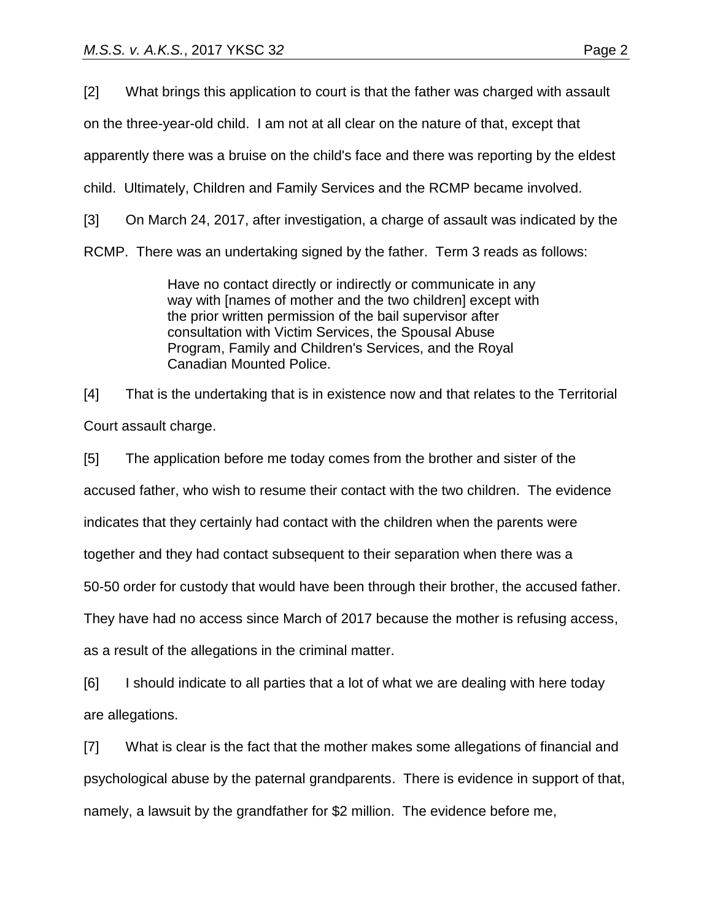[2] What brings this application to court is that the father was charged with assault on the three-year-old child. I am not at all clear on the nature of that, except that apparently there was a bruise on the child's face and there was reporting by the eldest child. Ultimately, Children and Family Services and the RCMP became involved.

[3] On March 24, 2017, after investigation, a charge of assault was indicated by the RCMP. There was an undertaking signed by the father. Term 3 reads as follows:

> Have no contact directly or indirectly or communicate in any way with [names of mother and the two children] except with the prior written permission of the bail supervisor after consultation with Victim Services, the Spousal Abuse Program, Family and Children's Services, and the Royal Canadian Mounted Police.

[4] That is the undertaking that is in existence now and that relates to the Territorial Court assault charge.

[5] The application before me today comes from the brother and sister of the accused father, who wish to resume their contact with the two children. The evidence indicates that they certainly had contact with the children when the parents were together and they had contact subsequent to their separation when there was a 50-50 order for custody that would have been through their brother, the accused father. They have had no access since March of 2017 because the mother is refusing access, as a result of the allegations in the criminal matter.

[6] I should indicate to all parties that a lot of what we are dealing with here today are allegations.

[7] What is clear is the fact that the mother makes some allegations of financial and psychological abuse by the paternal grandparents. There is evidence in support of that, namely, a lawsuit by the grandfather for $2 million. The evidence before me,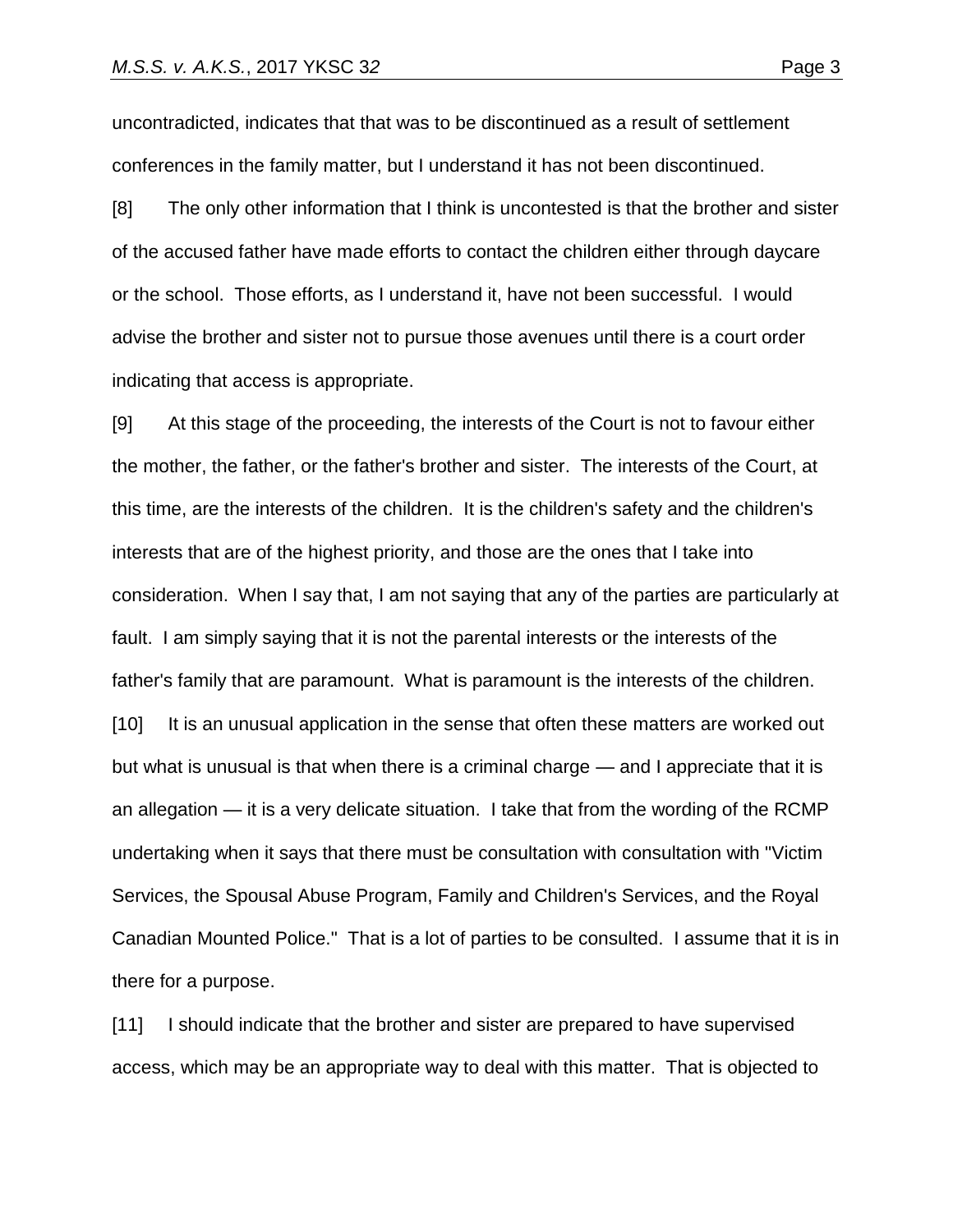uncontradicted, indicates that that was to be discontinued as a result of settlement conferences in the family matter, but I understand it has not been discontinued.

[8] The only other information that I think is uncontested is that the brother and sister of the accused father have made efforts to contact the children either through daycare or the school. Those efforts, as I understand it, have not been successful. I would advise the brother and sister not to pursue those avenues until there is a court order indicating that access is appropriate.

[9] At this stage of the proceeding, the interests of the Court is not to favour either the mother, the father, or the father's brother and sister. The interests of the Court, at this time, are the interests of the children. It is the children's safety and the children's interests that are of the highest priority, and those are the ones that I take into consideration. When I say that, I am not saying that any of the parties are particularly at fault. I am simply saying that it is not the parental interests or the interests of the father's family that are paramount. What is paramount is the interests of the children.

[10] It is an unusual application in the sense that often these matters are worked out but what is unusual is that when there is a criminal charge — and I appreciate that it is an allegation — it is a very delicate situation. I take that from the wording of the RCMP undertaking when it says that there must be consultation with consultation with "Victim Services, the Spousal Abuse Program, Family and Children's Services, and the Royal Canadian Mounted Police." That is a lot of parties to be consulted. I assume that it is in there for a purpose.

[11] I should indicate that the brother and sister are prepared to have supervised access, which may be an appropriate way to deal with this matter. That is objected to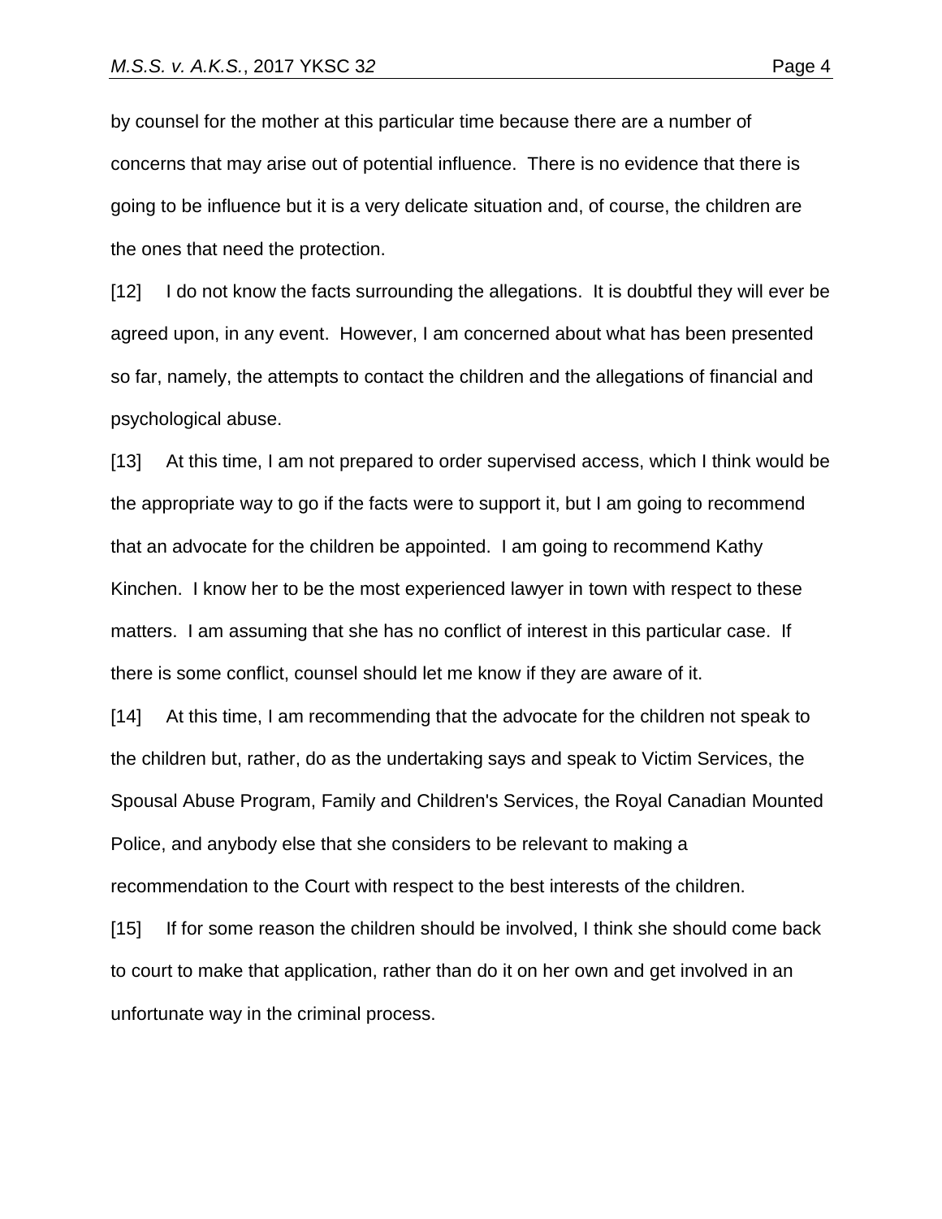by counsel for the mother at this particular time because there are a number of concerns that may arise out of potential influence. There is no evidence that there is going to be influence but it is a very delicate situation and, of course, the children are the ones that need the protection.

[12] I do not know the facts surrounding the allegations. It is doubtful they will ever be agreed upon, in any event. However, I am concerned about what has been presented so far, namely, the attempts to contact the children and the allegations of financial and psychological abuse.

[13] At this time, I am not prepared to order supervised access, which I think would be the appropriate way to go if the facts were to support it, but I am going to recommend that an advocate for the children be appointed. I am going to recommend Kathy Kinchen. I know her to be the most experienced lawyer in town with respect to these matters. I am assuming that she has no conflict of interest in this particular case. If there is some conflict, counsel should let me know if they are aware of it.

[14] At this time, I am recommending that the advocate for the children not speak to the children but, rather, do as the undertaking says and speak to Victim Services, the Spousal Abuse Program, Family and Children's Services, the Royal Canadian Mounted Police, and anybody else that she considers to be relevant to making a recommendation to the Court with respect to the best interests of the children.

[15] If for some reason the children should be involved, I think she should come back to court to make that application, rather than do it on her own and get involved in an unfortunate way in the criminal process.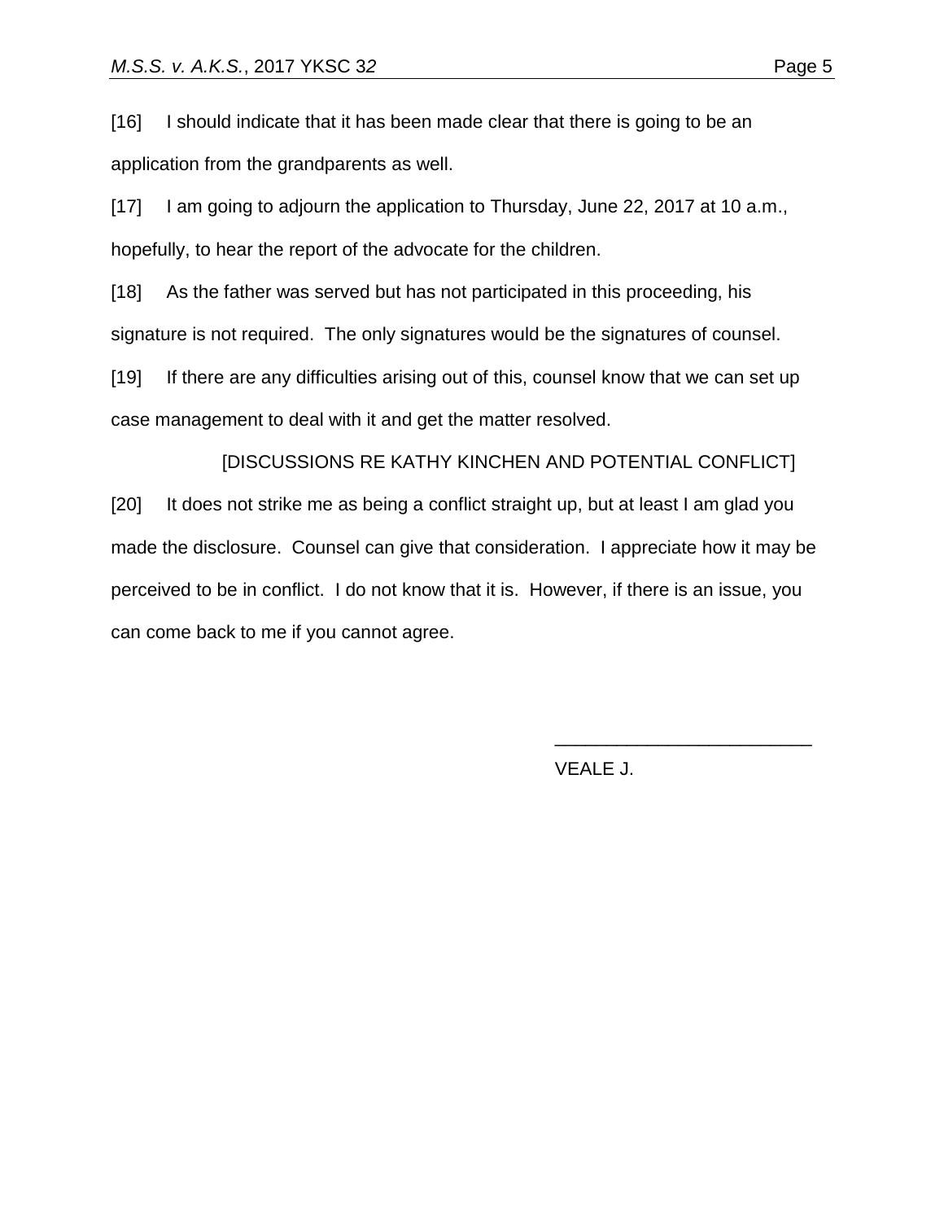[16] I should indicate that it has been made clear that there is going to be an application from the grandparents as well.

[17] I am going to adjourn the application to Thursday, June 22, 2017 at 10 a.m., hopefully, to hear the report of the advocate for the children.

[18] As the father was served but has not participated in this proceeding, his signature is not required. The only signatures would be the signatures of counsel.

[19] If there are any difficulties arising out of this, counsel know that we can set up case management to deal with it and get the matter resolved.

[DISCUSSIONS RE KATHY KINCHEN AND POTENTIAL CONFLICT]

[20] It does not strike me as being a conflict straight up, but at least I am glad you made the disclosure. Counsel can give that consideration. I appreciate how it may be perceived to be in conflict. I do not know that it is. However, if there is an issue, you can come back to me if you cannot agree.

\_\_\_\_\_\_\_\_\_\_\_\_\_\_\_\_\_\_\_\_\_\_\_\_\_

VEALE J.